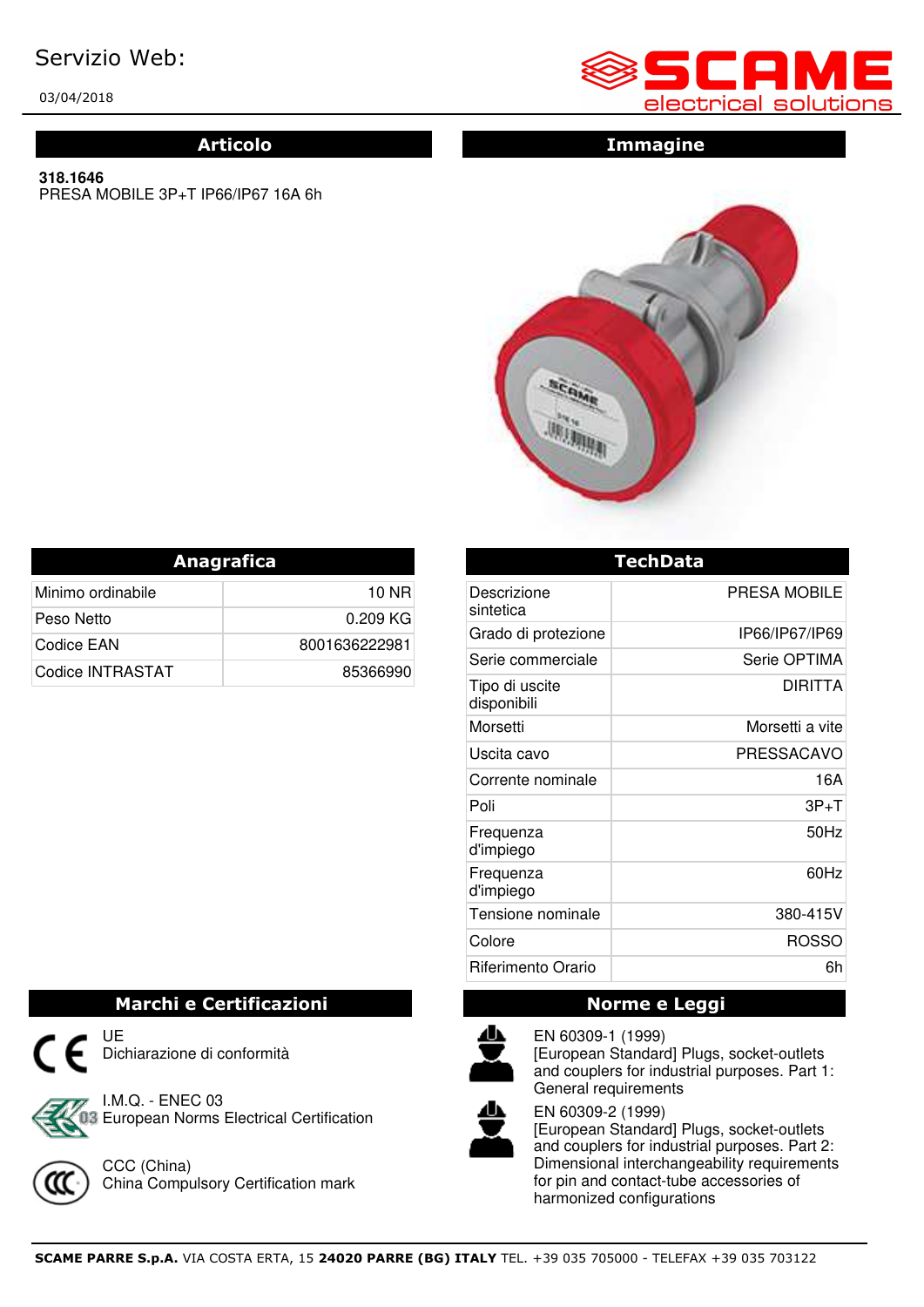Servizio Web:

03/04/2018

SCAME electrical solutions

## Articolo

**318.1646**
PRESA MOBILE 3P+T IP66/IP67 16A 6h

## Immagine

## Anagrafica

| | |
|---|---|
| Minimo ordinabile | 10 NR |
| Peso Netto | 0.209 KG |
| Codice EAN | 8001636222981 |
| Codice INTRASTAT | 85366990 |

## TechData

| | |
|---|---|
| Descrizione sintetica | PRESA MOBILE |
| Grado di protezione | IP66/IP67/IP69 |
| Serie commerciale | Serie OPTIMA |
| Tipo di uscite disponibili | DIRITTA |
| Morsetti | Morsetti a vite |
| Uscita cavo | PRESSACAVO |
| Corrente nominale | 16A |
| Poli | 3P+T |
| Frequenza d'impiego | 50Hz |
| Frequenza d'impiego | 60Hz |
| Tensione nominale | 380-415V |
| Colore | ROSSO |
| Riferimento Orario | 6h |

## Marchi e Certificazioni

UE
Dichiarazione di conformità

I.M.Q. - ENEC 03
European Norms Electrical Certification

CCC (China)
China Compulsory Certification mark

## Norme e Leggi

EN 60309-1 (1999)
[European Standard] Plugs, socket-outlets and couplers for industrial purposes. Part 1: General requirements

EN 60309-2 (1999)
[European Standard] Plugs, socket-outlets and couplers for industrial purposes. Part 2: Dimensional interchangeability requirements for pin and contact-tube accessories of harmonized configurations

**SCAME PARRE S.p.A.** VIA COSTA ERTA, 15 **24020 PARRE (BG) ITALY** TEL. +39 035 705000 - TELEFAX +39 035 703122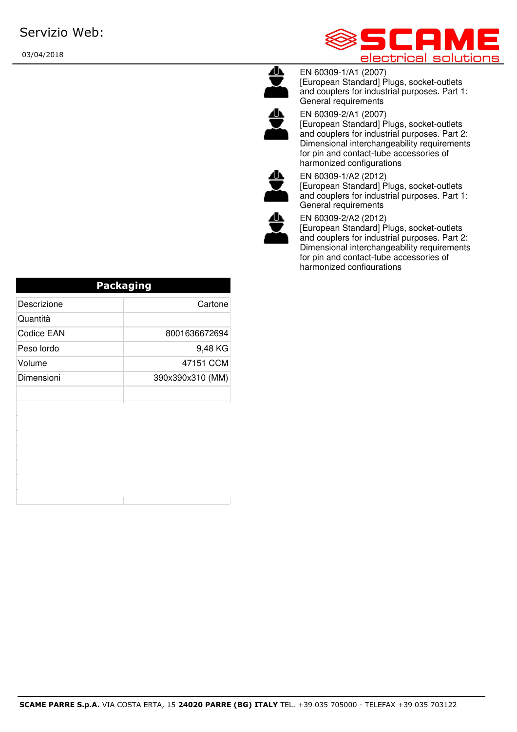EN 60309-1/A1 (2007)
[European Standard] Plugs, socket-outlets and couplers for industrial purposes. Part 1: General requirements

EN 60309-2/A1 (2007)
[European Standard] Plugs, socket-outlets and couplers for industrial purposes. Part 2: Dimensional interchangeability requirements for pin and contact-tube accessories of harmonized configurations

EN 60309-1/A2 (2012)
[European Standard] Plugs, socket-outlets and couplers for industrial purposes. Part 1: General requirements

EN 60309-2/A2 (2012)
[European Standard] Plugs, socket-outlets and couplers for industrial purposes. Part 2: Dimensional interchangeability requirements for pin and contact-tube accessories of harmonized configurations

## Packaging

| | |
|---|---|
| Descrizione | Cartone |
| Quantità | |
| Codice EAN | 8001636672694 |
| Peso lordo | 9,48 KG |
| Volume | 47151 CCM |
| Dimensioni | 390x390x310 (MM) |